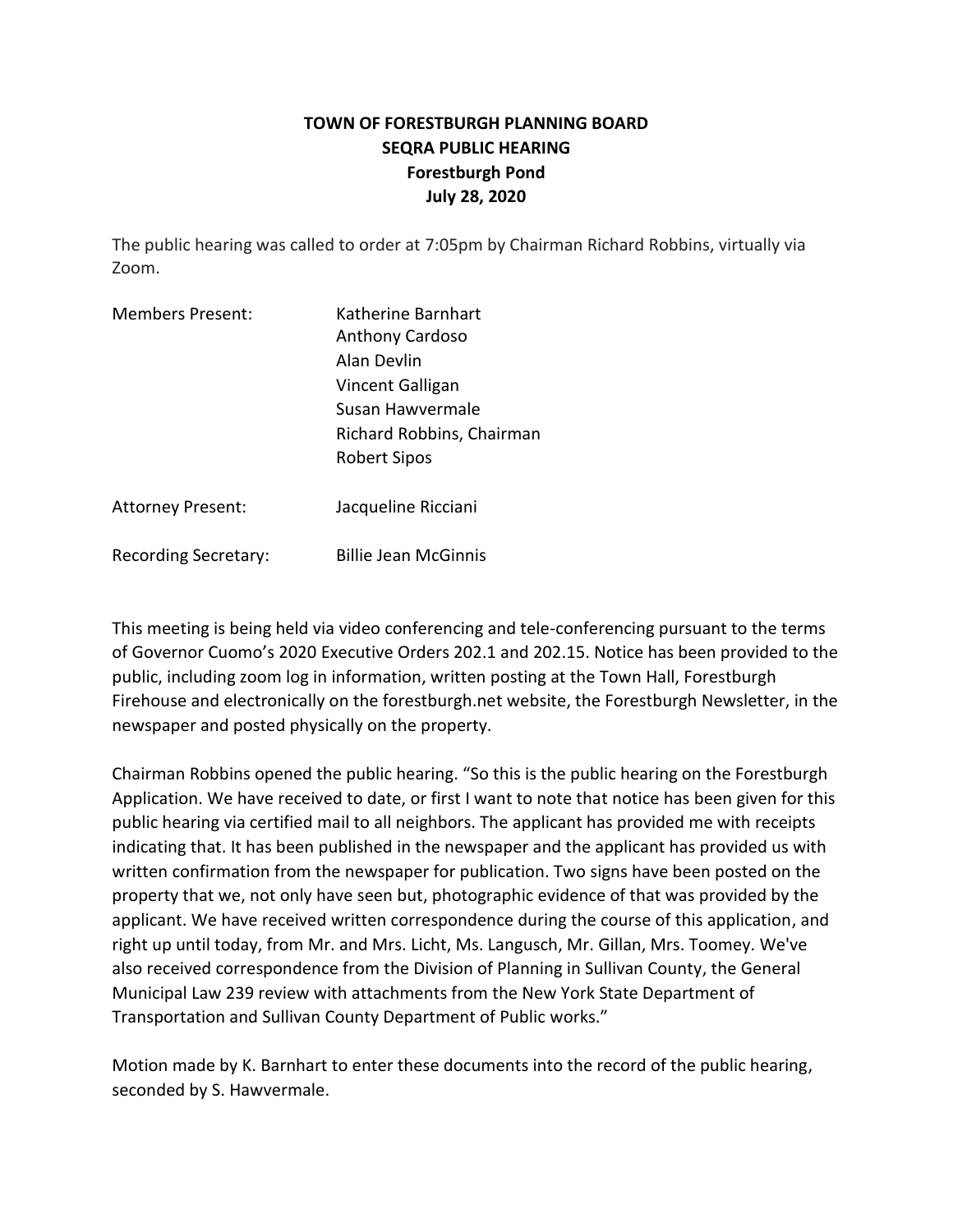# TOWN OF FORESTBURGH PLANNING BOARD
# SEQRA PUBLIC HEARING
# Forestburgh Pond
# July 28, 2020

The public hearing was called to order at 7:05pm by Chairman Richard Robbins, virtually via Zoom.

| | |
|---|---|
| Members Present: | Katherine Barnhart |
| | Anthony Cardoso |
| | Alan Devlin |
| | Vincent Galligan |
| | Susan Hawvermale |
| | Richard Robbins, Chairman |
| | Robert Sipos |
| Attorney Present: | Jacqueline Ricciani |
| Recording Secretary: | Billie Jean McGinnis |

This meeting is being held via video conferencing and tele-conferencing pursuant to the terms of Governor Cuomo's 2020 Executive Orders 202.1 and 202.15. Notice has been provided to the public, including zoom log in information, written posting at the Town Hall, Forestburgh Firehouse and electronically on the forestburgh.net website, the Forestburgh Newsletter, in the newspaper and posted physically on the property.

Chairman Robbins opened the public hearing. "So this is the public hearing on the Forestburgh Application. We have received to date, or first I want to note that notice has been given for this public hearing via certified mail to all neighbors. The applicant has provided me with receipts indicating that. It has been published in the newspaper and the applicant has provided us with written confirmation from the newspaper for publication. Two signs have been posted on the property that we, not only have seen but, photographic evidence of that was provided by the applicant. We have received written correspondence during the course of this application, and right up until today, from Mr. and Mrs. Licht, Ms. Langusch, Mr. Gillan, Mrs. Toomey. We've also received correspondence from the Division of Planning in Sullivan County, the General Municipal Law 239 review with attachments from the New York State Department of Transportation and Sullivan County Department of Public works."

Motion made by K. Barnhart to enter these documents into the record of the public hearing, seconded by S. Hawvermale.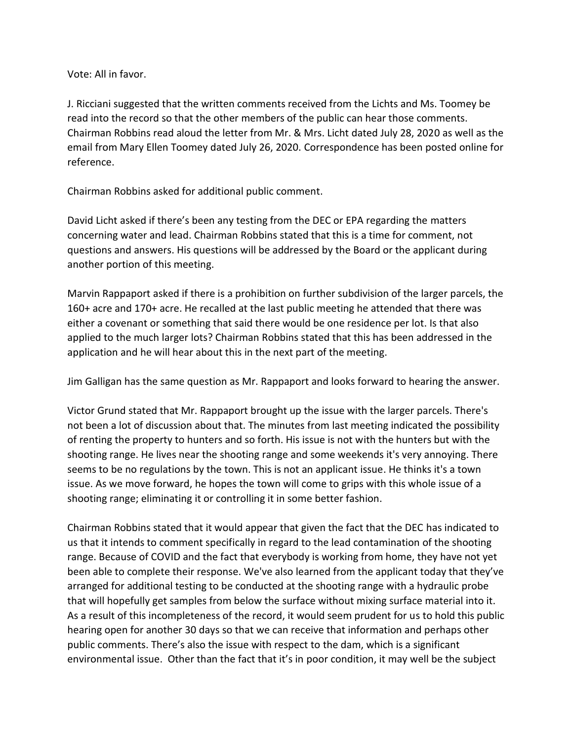Vote: All in favor.

J. Ricciani suggested that the written comments received from the Lichts and Ms. Toomey be read into the record so that the other members of the public can hear those comments. Chairman Robbins read aloud the letter from Mr. & Mrs. Licht dated July 28, 2020 as well as the email from Mary Ellen Toomey dated July 26, 2020. Correspondence has been posted online for reference.

Chairman Robbins asked for additional public comment.

David Licht asked if there's been any testing from the DEC or EPA regarding the matters concerning water and lead. Chairman Robbins stated that this is a time for comment, not questions and answers. His questions will be addressed by the Board or the applicant during another portion of this meeting.

Marvin Rappaport asked if there is a prohibition on further subdivision of the larger parcels, the 160+ acre and 170+ acre. He recalled at the last public meeting he attended that there was either a covenant or something that said there would be one residence per lot. Is that also applied to the much larger lots? Chairman Robbins stated that this has been addressed in the application and he will hear about this in the next part of the meeting.

Jim Galligan has the same question as Mr. Rappaport and looks forward to hearing the answer.

Victor Grund stated that Mr. Rappaport brought up the issue with the larger parcels. There's not been a lot of discussion about that. The minutes from last meeting indicated the possibility of renting the property to hunters and so forth. His issue is not with the hunters but with the shooting range. He lives near the shooting range and some weekends it's very annoying. There seems to be no regulations by the town. This is not an applicant issue. He thinks it's a town issue. As we move forward, he hopes the town will come to grips with this whole issue of a shooting range; eliminating it or controlling it in some better fashion.

Chairman Robbins stated that it would appear that given the fact that the DEC has indicated to us that it intends to comment specifically in regard to the lead contamination of the shooting range. Because of COVID and the fact that everybody is working from home, they have not yet been able to complete their response. We've also learned from the applicant today that they've arranged for additional testing to be conducted at the shooting range with a hydraulic probe that will hopefully get samples from below the surface without mixing surface material into it. As a result of this incompleteness of the record, it would seem prudent for us to hold this public hearing open for another 30 days so that we can receive that information and perhaps other public comments. There's also the issue with respect to the dam, which is a significant environmental issue. Other than the fact that it's in poor condition, it may well be the subject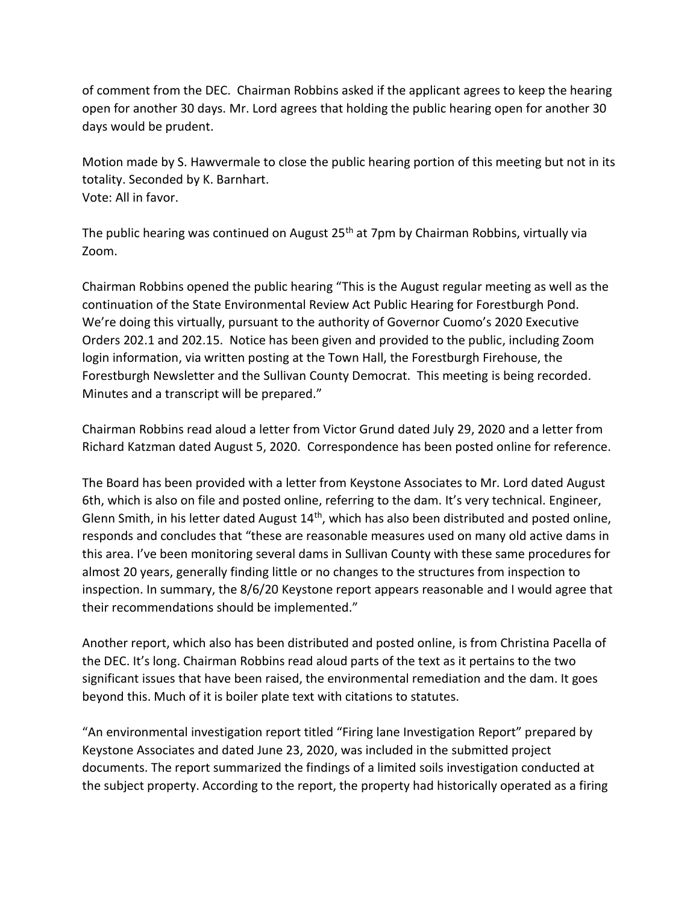of comment from the DEC. Chairman Robbins asked if the applicant agrees to keep the hearing open for another 30 days. Mr. Lord agrees that holding the public hearing open for another 30 days would be prudent.

Motion made by S. Hawvermale to close the public hearing portion of this meeting but not in its totality. Seconded by K. Barnhart.
Vote: All in favor.

The public hearing was continued on August 25th at 7pm by Chairman Robbins, virtually via Zoom.

Chairman Robbins opened the public hearing "This is the August regular meeting as well as the continuation of the State Environmental Review Act Public Hearing for Forestburgh Pond. We're doing this virtually, pursuant to the authority of Governor Cuomo's 2020 Executive Orders 202.1 and 202.15. Notice has been given and provided to the public, including Zoom login information, via written posting at the Town Hall, the Forestburgh Firehouse, the Forestburgh Newsletter and the Sullivan County Democrat. This meeting is being recorded. Minutes and a transcript will be prepared."

Chairman Robbins read aloud a letter from Victor Grund dated July 29, 2020 and a letter from Richard Katzman dated August 5, 2020. Correspondence has been posted online for reference.

The Board has been provided with a letter from Keystone Associates to Mr. Lord dated August 6th, which is also on file and posted online, referring to the dam. It's very technical. Engineer, Glenn Smith, in his letter dated August 14th, which has also been distributed and posted online, responds and concludes that "these are reasonable measures used on many old active dams in this area. I've been monitoring several dams in Sullivan County with these same procedures for almost 20 years, generally finding little or no changes to the structures from inspection to inspection. In summary, the 8/6/20 Keystone report appears reasonable and I would agree that their recommendations should be implemented."

Another report, which also has been distributed and posted online, is from Christina Pacella of the DEC. It's long. Chairman Robbins read aloud parts of the text as it pertains to the two significant issues that have been raised, the environmental remediation and the dam. It goes beyond this. Much of it is boiler plate text with citations to statutes.

"An environmental investigation report titled "Firing lane Investigation Report" prepared by Keystone Associates and dated June 23, 2020, was included in the submitted project documents. The report summarized the findings of a limited soils investigation conducted at the subject property. According to the report, the property had historically operated as a firing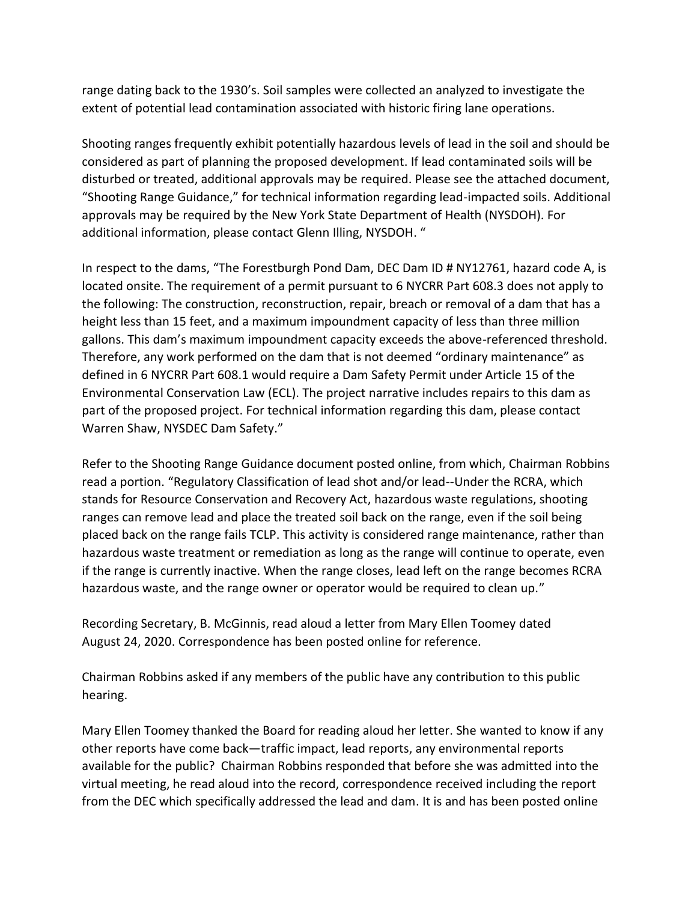range dating back to the 1930's. Soil samples were collected an analyzed to investigate the extent of potential lead contamination associated with historic firing lane operations.

Shooting ranges frequently exhibit potentially hazardous levels of lead in the soil and should be considered as part of planning the proposed development. If lead contaminated soils will be disturbed or treated, additional approvals may be required. Please see the attached document, "Shooting Range Guidance," for technical information regarding lead-impacted soils. Additional approvals may be required by the New York State Department of Health (NYSDOH). For additional information, please contact Glenn Illing, NYSDOH. "

In respect to the dams, "The Forestburgh Pond Dam, DEC Dam ID # NY12761, hazard code A, is located onsite. The requirement of a permit pursuant to 6 NYCRR Part 608.3 does not apply to the following: The construction, reconstruction, repair, breach or removal of a dam that has a height less than 15 feet, and a maximum impoundment capacity of less than three million gallons. This dam's maximum impoundment capacity exceeds the above-referenced threshold. Therefore, any work performed on the dam that is not deemed "ordinary maintenance" as defined in 6 NYCRR Part 608.1 would require a Dam Safety Permit under Article 15 of the Environmental Conservation Law (ECL). The project narrative includes repairs to this dam as part of the proposed project. For technical information regarding this dam, please contact Warren Shaw, NYSDEC Dam Safety."

Refer to the Shooting Range Guidance document posted online, from which, Chairman Robbins read a portion. "Regulatory Classification of lead shot and/or lead--Under the RCRA, which stands for Resource Conservation and Recovery Act, hazardous waste regulations, shooting ranges can remove lead and place the treated soil back on the range, even if the soil being placed back on the range fails TCLP. This activity is considered range maintenance, rather than hazardous waste treatment or remediation as long as the range will continue to operate, even if the range is currently inactive. When the range closes, lead left on the range becomes RCRA hazardous waste, and the range owner or operator would be required to clean up."

Recording Secretary, B. McGinnis, read aloud a letter from Mary Ellen Toomey dated August 24, 2020. Correspondence has been posted online for reference.

Chairman Robbins asked if any members of the public have any contribution to this public hearing.

Mary Ellen Toomey thanked the Board for reading aloud her letter. She wanted to know if any other reports have come back—traffic impact, lead reports, any environmental reports available for the public? Chairman Robbins responded that before she was admitted into the virtual meeting, he read aloud into the record, correspondence received including the report from the DEC which specifically addressed the lead and dam. It is and has been posted online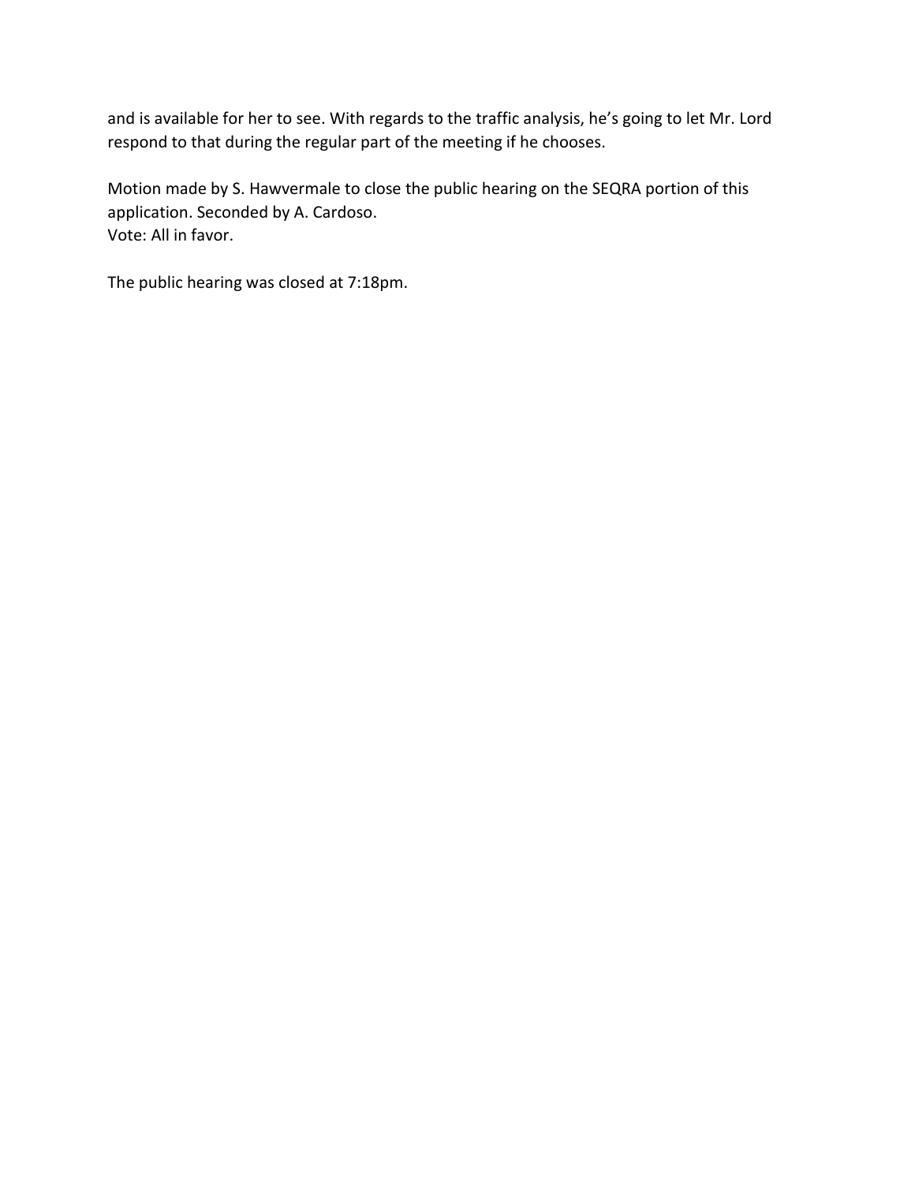and is available for her to see. With regards to the traffic analysis, he's going to let Mr. Lord respond to that during the regular part of the meeting if he chooses.

Motion made by S. Hawvermale to close the public hearing on the SEQRA portion of this application. Seconded by A. Cardoso.
Vote: All in favor.

The public hearing was closed at 7:18pm.